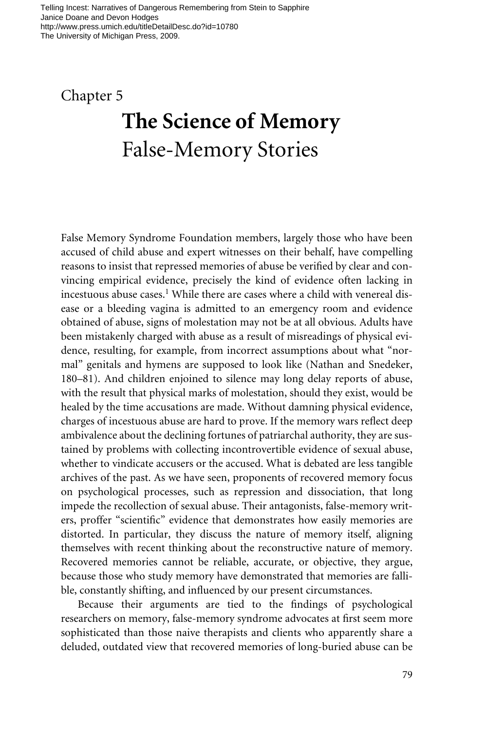Telling Incest: Narratives of Dangerous Remembering from Stein to Sapphire
Janice Doane and Devon Hodges
http://www.press.umich.edu/titleDetailDesc.do?id=10780
The University of Michigan Press, 2009.

## Chapter 5

# The Science of Memory
## False-Memory Stories

False Memory Syndrome Foundation members, largely those who have been accused of child abuse and expert witnesses on their behalf, have compelling reasons to insist that repressed memories of abuse be verified by clear and convincing empirical evidence, precisely the kind of evidence often lacking in incestuous abuse cases.[1] While there are cases where a child with venereal disease or a bleeding vagina is admitted to an emergency room and evidence obtained of abuse, signs of molestation may not be at all obvious. Adults have been mistakenly charged with abuse as a result of misreadings of physical evidence, resulting, for example, from incorrect assumptions about what "normal" genitals and hymens are supposed to look like (Nathan and Snedeker, 180–81). And children enjoined to silence may long delay reports of abuse, with the result that physical marks of molestation, should they exist, would be healed by the time accusations are made. Without damning physical evidence, charges of incestuous abuse are hard to prove. If the memory wars reflect deep ambivalence about the declining fortunes of patriarchal authority, they are sustained by problems with collecting incontrovertible evidence of sexual abuse, whether to vindicate accusers or the accused. What is debated are less tangible archives of the past. As we have seen, proponents of recovered memory focus on psychological processes, such as repression and dissociation, that long impede the recollection of sexual abuse. Their antagonists, false-memory writers, proffer "scientific" evidence that demonstrates how easily memories are distorted. In particular, they discuss the nature of memory itself, aligning themselves with recent thinking about the reconstructive nature of memory. Recovered memories cannot be reliable, accurate, or objective, they argue, because those who study memory have demonstrated that memories are fallible, constantly shifting, and influenced by our present circumstances.

Because their arguments are tied to the findings of psychological researchers on memory, false-memory syndrome advocates at first seem more sophisticated than those naive therapists and clients who apparently share a deluded, outdated view that recovered memories of long-buried abuse can be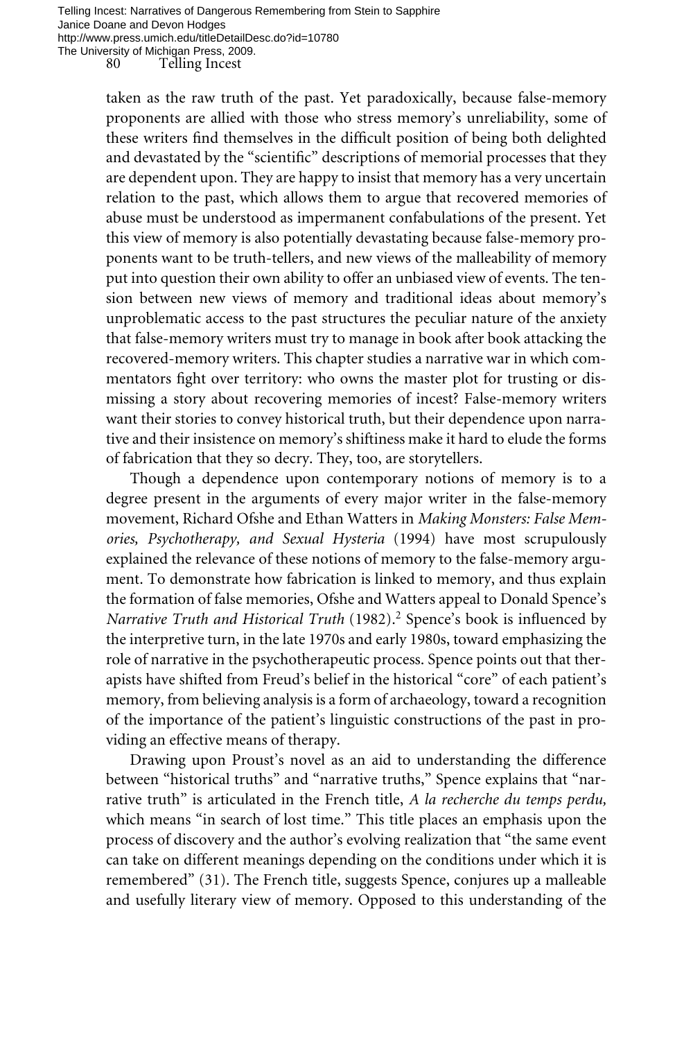taken as the raw truth of the past. Yet paradoxically, because false-memory proponents are allied with those who stress memory's unreliability, some of these writers find themselves in the difficult position of being both delighted and devastated by the "scientific" descriptions of memorial processes that they are dependent upon. They are happy to insist that memory has a very uncertain relation to the past, which allows them to argue that recovered memories of abuse must be understood as impermanent confabulations of the present. Yet this view of memory is also potentially devastating because false-memory proponents want to be truth-tellers, and new views of the malleability of memory put into question their own ability to offer an unbiased view of events. The tension between new views of memory and traditional ideas about memory's unproblematic access to the past structures the peculiar nature of the anxiety that false-memory writers must try to manage in book after book attacking the recovered-memory writers. This chapter studies a narrative war in which commentators fight over territory: who owns the master plot for trusting or dismissing a story about recovering memories of incest? False-memory writers want their stories to convey historical truth, but their dependence upon narrative and their insistence on memory's shiftiness make it hard to elude the forms of fabrication that they so decry. They, too, are storytellers.

Though a dependence upon contemporary notions of memory is to a degree present in the arguments of every major writer in the false-memory movement, Richard Ofshe and Ethan Watters in *Making Monsters: False Memories, Psychotherapy, and Sexual Hysteria* (1994) have most scrupulously explained the relevance of these notions of memory to the false-memory argument. To demonstrate how fabrication is linked to memory, and thus explain the formation of false memories, Ofshe and Watters appeal to Donald Spence's *Narrative Truth and Historical Truth* (1982).[2] Spence's book is influenced by the interpretive turn, in the late 1970s and early 1980s, toward emphasizing the role of narrative in the psychotherapeutic process. Spence points out that therapists have shifted from Freud's belief in the historical "core" of each patient's memory, from believing analysis is a form of archaeology, toward a recognition of the importance of the patient's linguistic constructions of the past in providing an effective means of therapy.

Drawing upon Proust's novel as an aid to understanding the difference between "historical truths" and "narrative truths," Spence explains that "narrative truth" is articulated in the French title, *A la recherche du temps perdu*, which means "in search of lost time." This title places an emphasis upon the process of discovery and the author's evolving realization that "the same event can take on different meanings depending on the conditions under which it is remembered" (31). The French title, suggests Spence, conjures up a malleable and usefully literary view of memory. Opposed to this understanding of the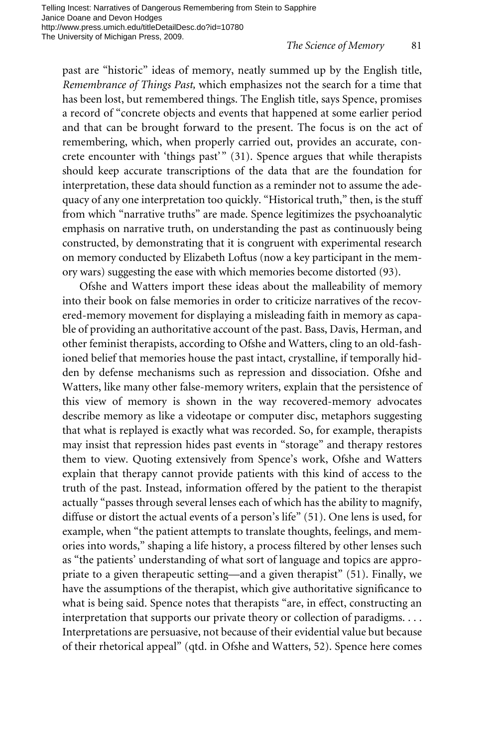past are "historic" ideas of memory, neatly summed up by the English title, *Remembrance of Things Past,* which emphasizes not the search for a time that has been lost, but remembered things. The English title, says Spence, promises a record of "concrete objects and events that happened at some earlier period and that can be brought forward to the present. The focus is on the act of remembering, which, when properly carried out, provides an accurate, concrete encounter with 'things past'" (31). Spence argues that while therapists should keep accurate transcriptions of the data that are the foundation for interpretation, these data should function as a reminder not to assume the adequacy of any one interpretation too quickly. "Historical truth," then, is the stuff from which "narrative truths" are made. Spence legitimizes the psychoanalytic emphasis on narrative truth, on understanding the past as continuously being constructed, by demonstrating that it is congruent with experimental research on memory conducted by Elizabeth Loftus (now a key participant in the memory wars) suggesting the ease with which memories become distorted (93).

Ofshe and Watters import these ideas about the malleability of memory into their book on false memories in order to criticize narratives of the recovered-memory movement for displaying a misleading faith in memory as capable of providing an authoritative account of the past. Bass, Davis, Herman, and other feminist therapists, according to Ofshe and Watters, cling to an old-fashioned belief that memories house the past intact, crystalline, if temporally hidden by defense mechanisms such as repression and dissociation. Ofshe and Watters, like many other false-memory writers, explain that the persistence of this view of memory is shown in the way recovered-memory advocates describe memory as like a videotape or computer disc, metaphors suggesting that what is replayed is exactly what was recorded. So, for example, therapists may insist that repression hides past events in "storage" and therapy restores them to view. Quoting extensively from Spence's work, Ofshe and Watters explain that therapy cannot provide patients with this kind of access to the truth of the past. Instead, information offered by the patient to the therapist actually "passes through several lenses each of which has the ability to magnify, diffuse or distort the actual events of a person's life" (51). One lens is used, for example, when "the patient attempts to translate thoughts, feelings, and memories into words," shaping a life history, a process filtered by other lenses such as "the patients' understanding of what sort of language and topics are appropriate to a given therapeutic setting—and a given therapist" (51). Finally, we have the assumptions of the therapist, which give authoritative significance to what is being said. Spence notes that therapists "are, in effect, constructing an interpretation that supports our private theory or collection of paradigms. . . . Interpretations are persuasive, not because of their evidential value but because of their rhetorical appeal" (qtd. in Ofshe and Watters, 52). Spence here comes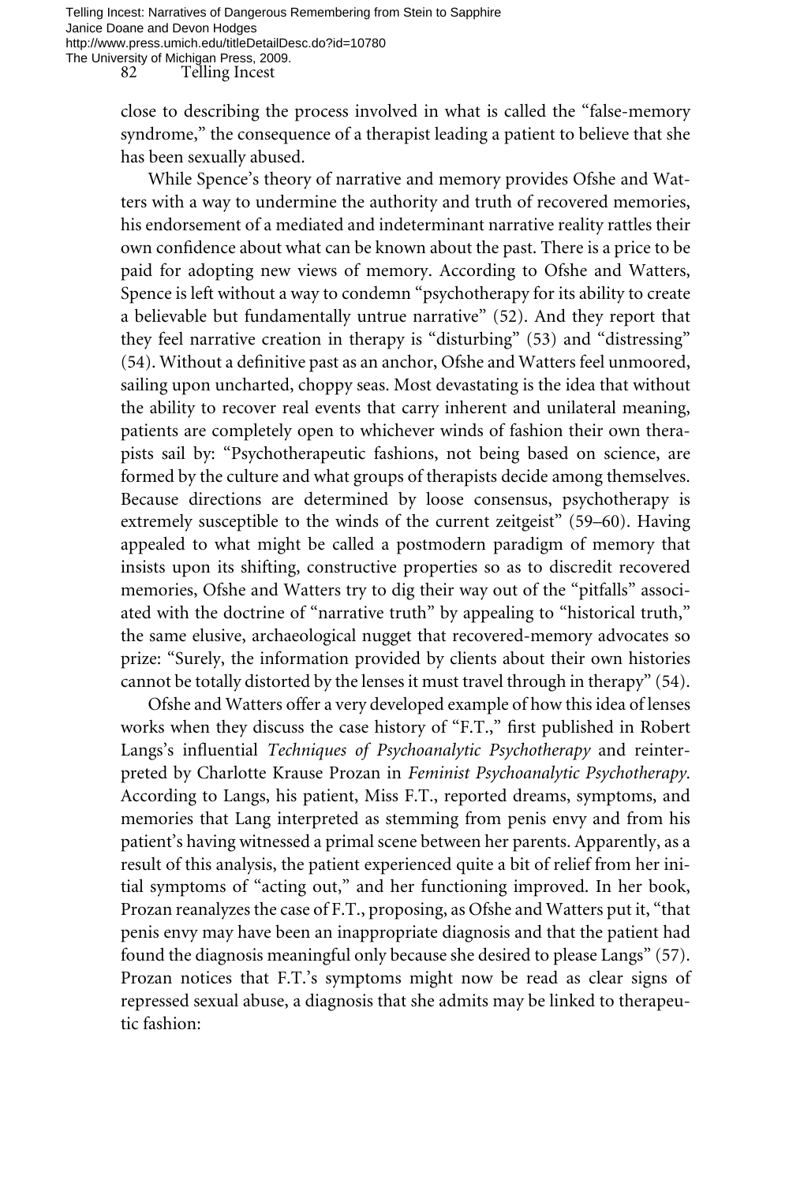close to describing the process involved in what is called the "false-memory syndrome," the consequence of a therapist leading a patient to believe that she has been sexually abused.

While Spence's theory of narrative and memory provides Ofshe and Watters with a way to undermine the authority and truth of recovered memories, his endorsement of a mediated and indeterminant narrative reality rattles their own confidence about what can be known about the past. There is a price to be paid for adopting new views of memory. According to Ofshe and Watters, Spence is left without a way to condemn "psychotherapy for its ability to create a believable but fundamentally untrue narrative" (52). And they report that they feel narrative creation in therapy is "disturbing" (53) and "distressing" (54). Without a definitive past as an anchor, Ofshe and Watters feel unmoored, sailing upon uncharted, choppy seas. Most devastating is the idea that without the ability to recover real events that carry inherent and unilateral meaning, patients are completely open to whichever winds of fashion their own therapists sail by: "Psychotherapeutic fashions, not being based on science, are formed by the culture and what groups of therapists decide among themselves. Because directions are determined by loose consensus, psychotherapy is extremely susceptible to the winds of the current zeitgeist" (59–60). Having appealed to what might be called a postmodern paradigm of memory that insists upon its shifting, constructive properties so as to discredit recovered memories, Ofshe and Watters try to dig their way out of the "pitfalls" associated with the doctrine of "narrative truth" by appealing to "historical truth," the same elusive, archaeological nugget that recovered-memory advocates so prize: "Surely, the information provided by clients about their own histories cannot be totally distorted by the lenses it must travel through in therapy" (54).

Ofshe and Watters offer a very developed example of how this idea of lenses works when they discuss the case history of "F.T.," first published in Robert Langs's influential *Techniques of Psychoanalytic Psychotherapy* and reinterpreted by Charlotte Krause Prozan in *Feminist Psychoanalytic Psychotherapy*. According to Langs, his patient, Miss F.T., reported dreams, symptoms, and memories that Lang interpreted as stemming from penis envy and from his patient's having witnessed a primal scene between her parents. Apparently, as a result of this analysis, the patient experienced quite a bit of relief from her initial symptoms of "acting out," and her functioning improved. In her book, Prozan reanalyzes the case of F.T., proposing, as Ofshe and Watters put it, "that penis envy may have been an inappropriate diagnosis and that the patient had found the diagnosis meaningful only because she desired to please Langs" (57). Prozan notices that F.T.'s symptoms might now be read as clear signs of repressed sexual abuse, a diagnosis that she admits may be linked to therapeutic fashion: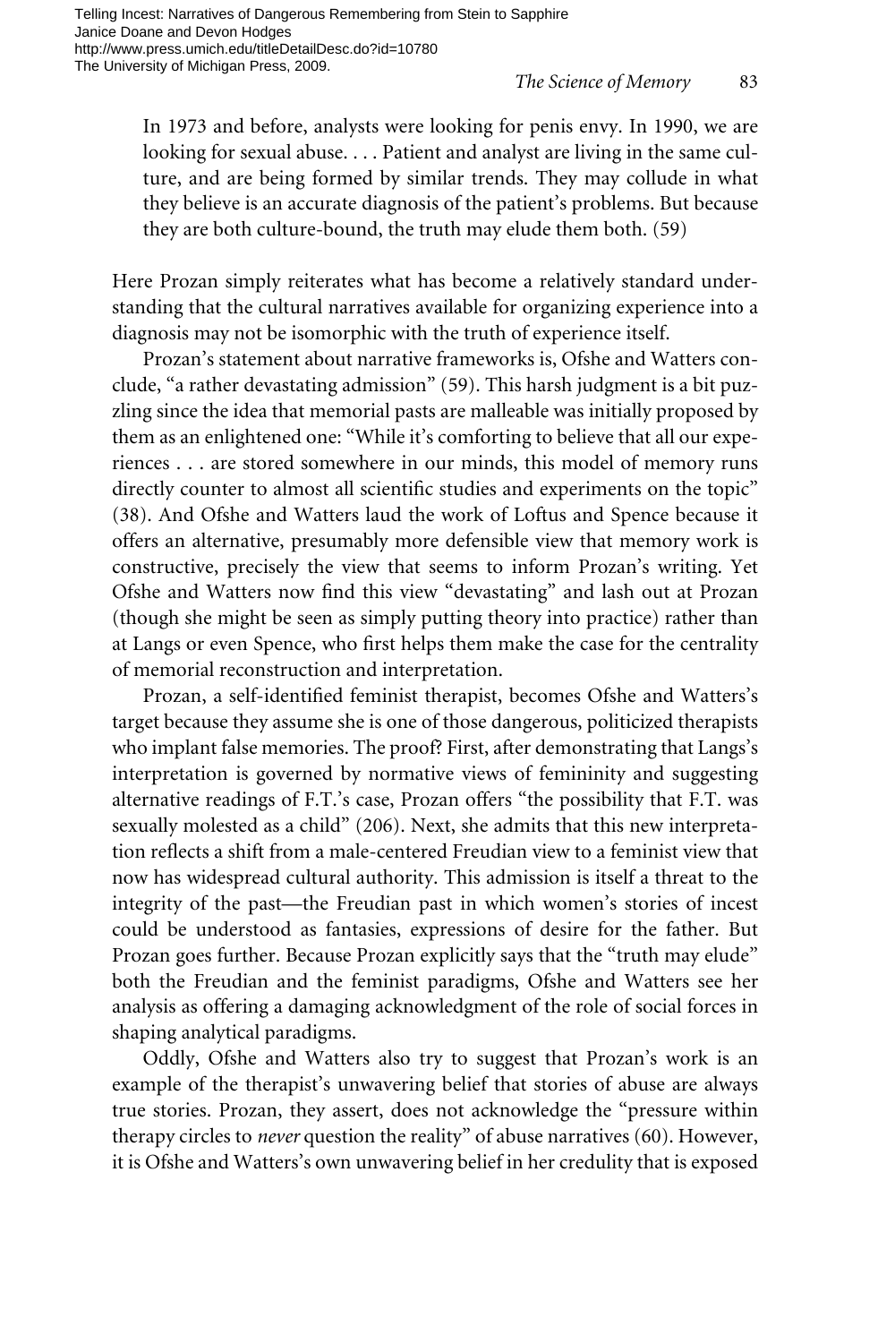> In 1973 and before, analysts were looking for penis envy. In 1990, we are looking for sexual abuse. . . . Patient and analyst are living in the same culture, and are being formed by similar trends. They may collude in what they believe is an accurate diagnosis of the patient's problems. But because they are both culture-bound, the truth may elude them both. (59)

Here Prozan simply reiterates what has become a relatively standard understanding that the cultural narratives available for organizing experience into a diagnosis may not be isomorphic with the truth of experience itself.

Prozan's statement about narrative frameworks is, Ofshe and Watters conclude, "a rather devastating admission" (59). This harsh judgment is a bit puzzling since the idea that memorial pasts are malleable was initially proposed by them as an enlightened one: "While it's comforting to believe that all our experiences . . . are stored somewhere in our minds, this model of memory runs directly counter to almost all scientific studies and experiments on the topic" (38). And Ofshe and Watters laud the work of Loftus and Spence because it offers an alternative, presumably more defensible view that memory work is constructive, precisely the view that seems to inform Prozan's writing. Yet Ofshe and Watters now find this view "devastating" and lash out at Prozan (though she might be seen as simply putting theory into practice) rather than at Langs or even Spence, who first helps them make the case for the centrality of memorial reconstruction and interpretation.

Prozan, a self-identified feminist therapist, becomes Ofshe and Watters's target because they assume she is one of those dangerous, politicized therapists who implant false memories. The proof? First, after demonstrating that Langs's interpretation is governed by normative views of femininity and suggesting alternative readings of F.T.'s case, Prozan offers "the possibility that F.T. was sexually molested as a child" (206). Next, she admits that this new interpretation reflects a shift from a male-centered Freudian view to a feminist view that now has widespread cultural authority. This admission is itself a threat to the integrity of the past—the Freudian past in which women's stories of incest could be understood as fantasies, expressions of desire for the father. But Prozan goes further. Because Prozan explicitly says that the "truth may elude" both the Freudian and the feminist paradigms, Ofshe and Watters see her analysis as offering a damaging acknowledgment of the role of social forces in shaping analytical paradigms.

Oddly, Ofshe and Watters also try to suggest that Prozan's work is an example of the therapist's unwavering belief that stories of abuse are always true stories. Prozan, they assert, does not acknowledge the "pressure within therapy circles to *never* question the reality" of abuse narratives (60). However, it is Ofshe and Watters's own unwavering belief in her credulity that is exposed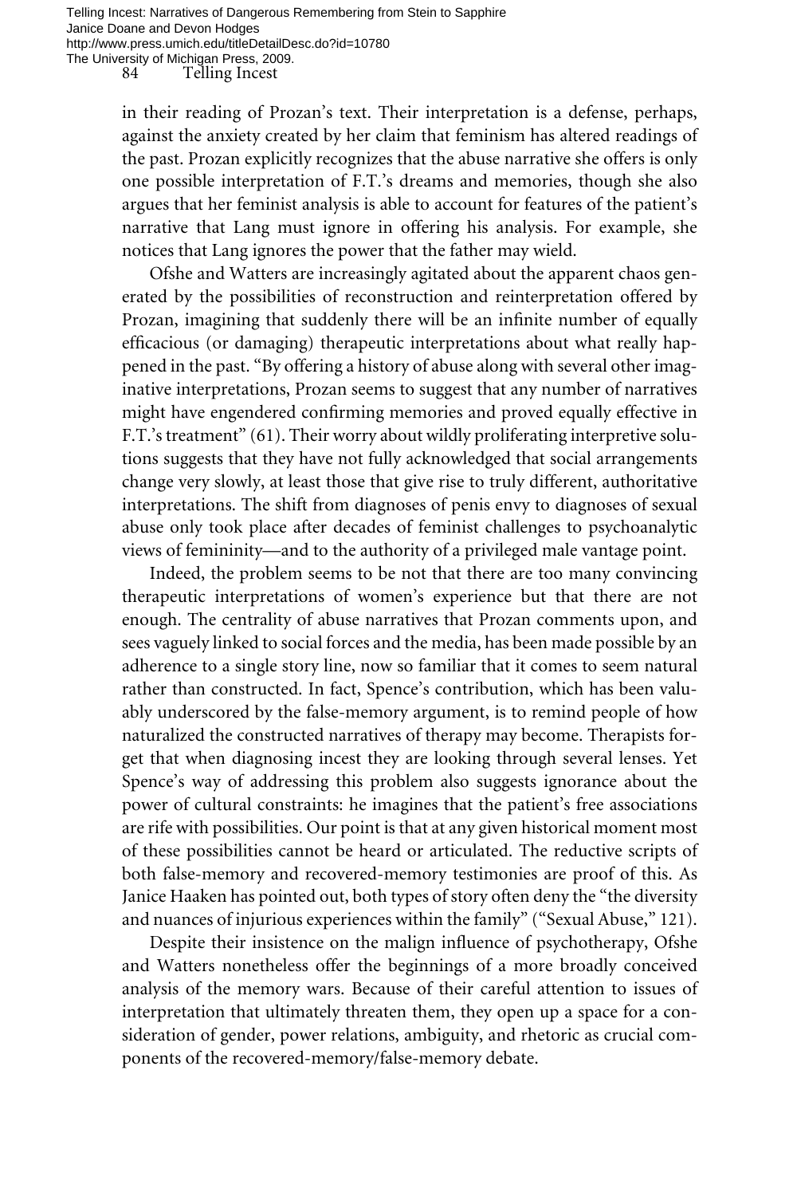in their reading of Prozan's text. Their interpretation is a defense, perhaps, against the anxiety created by her claim that feminism has altered readings of the past. Prozan explicitly recognizes that the abuse narrative she offers is only one possible interpretation of F.T.'s dreams and memories, though she also argues that her feminist analysis is able to account for features of the patient's narrative that Lang must ignore in offering his analysis. For example, she notices that Lang ignores the power that the father may wield.

Ofshe and Watters are increasingly agitated about the apparent chaos generated by the possibilities of reconstruction and reinterpretation offered by Prozan, imagining that suddenly there will be an infinite number of equally efficacious (or damaging) therapeutic interpretations about what really happened in the past. "By offering a history of abuse along with several other imaginative interpretations, Prozan seems to suggest that any number of narratives might have engendered confirming memories and proved equally effective in F.T.'s treatment" (61). Their worry about wildly proliferating interpretive solutions suggests that they have not fully acknowledged that social arrangements change very slowly, at least those that give rise to truly different, authoritative interpretations. The shift from diagnoses of penis envy to diagnoses of sexual abuse only took place after decades of feminist challenges to psychoanalytic views of femininity—and to the authority of a privileged male vantage point.

Indeed, the problem seems to be not that there are too many convincing therapeutic interpretations of women's experience but that there are not enough. The centrality of abuse narratives that Prozan comments upon, and sees vaguely linked to social forces and the media, has been made possible by an adherence to a single story line, now so familiar that it comes to seem natural rather than constructed. In fact, Spence's contribution, which has been valuably underscored by the false-memory argument, is to remind people of how naturalized the constructed narratives of therapy may become. Therapists forget that when diagnosing incest they are looking through several lenses. Yet Spence's way of addressing this problem also suggests ignorance about the power of cultural constraints: he imagines that the patient's free associations are rife with possibilities. Our point is that at any given historical moment most of these possibilities cannot be heard or articulated. The reductive scripts of both false-memory and recovered-memory testimonies are proof of this. As Janice Haaken has pointed out, both types of story often deny the "the diversity and nuances of injurious experiences within the family" ("Sexual Abuse," 121).

Despite their insistence on the malign influence of psychotherapy, Ofshe and Watters nonetheless offer the beginnings of a more broadly conceived analysis of the memory wars. Because of their careful attention to issues of interpretation that ultimately threaten them, they open up a space for a consideration of gender, power relations, ambiguity, and rhetoric as crucial components of the recovered-memory/false-memory debate.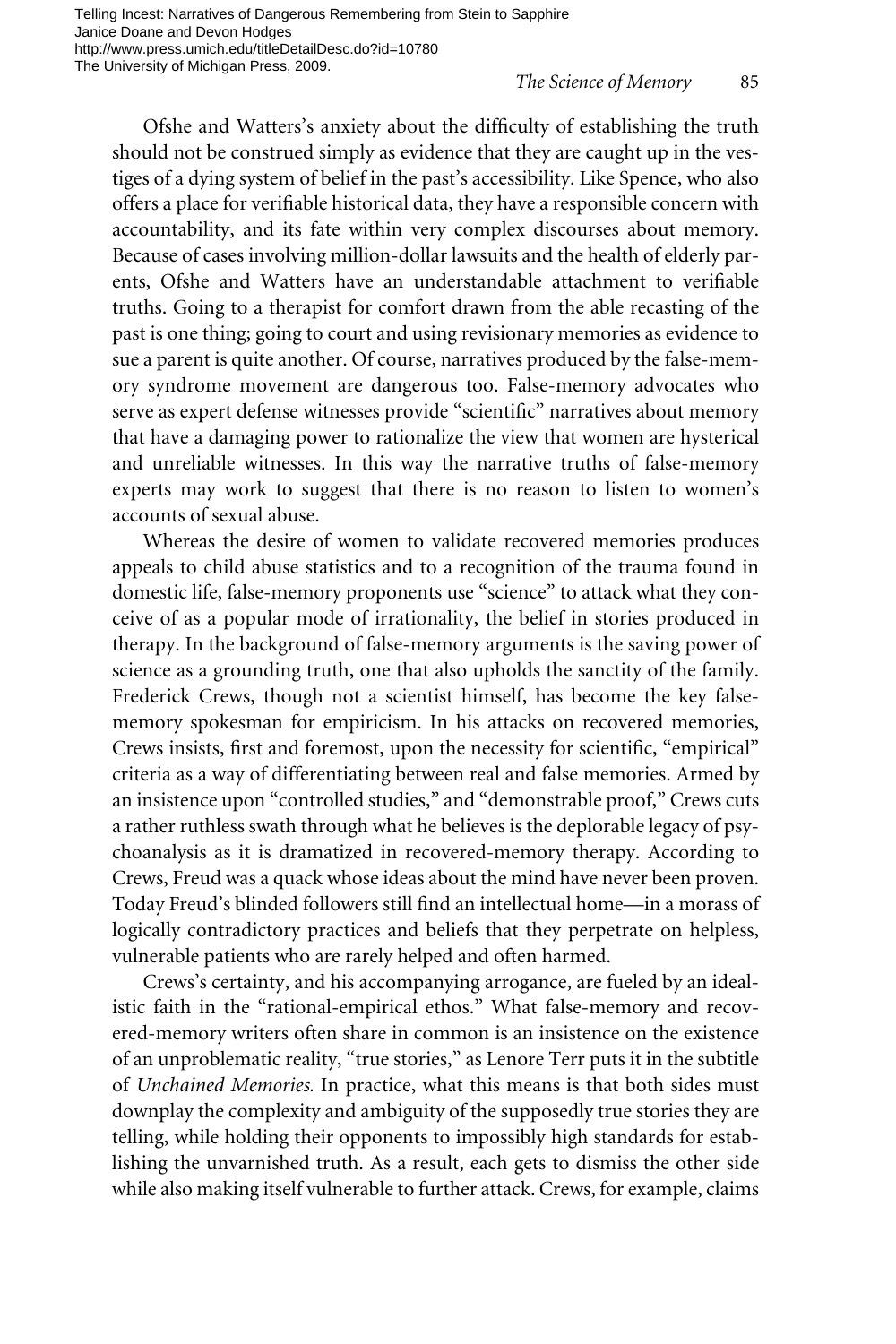Ofshe and Watters's anxiety about the difficulty of establishing the truth should not be construed simply as evidence that they are caught up in the vestiges of a dying system of belief in the past's accessibility. Like Spence, who also offers a place for verifiable historical data, they have a responsible concern with accountability, and its fate within very complex discourses about memory. Because of cases involving million-dollar lawsuits and the health of elderly parents, Ofshe and Watters have an understandable attachment to verifiable truths. Going to a therapist for comfort drawn from the able recasting of the past is one thing; going to court and using revisionary memories as evidence to sue a parent is quite another. Of course, narratives produced by the false-memory syndrome movement are dangerous too. False-memory advocates who serve as expert defense witnesses provide "scientific" narratives about memory that have a damaging power to rationalize the view that women are hysterical and unreliable witnesses. In this way the narrative truths of false-memory experts may work to suggest that there is no reason to listen to women's accounts of sexual abuse.

Whereas the desire of women to validate recovered memories produces appeals to child abuse statistics and to a recognition of the trauma found in domestic life, false-memory proponents use "science" to attack what they conceive of as a popular mode of irrationality, the belief in stories produced in therapy. In the background of false-memory arguments is the saving power of science as a grounding truth, one that also upholds the sanctity of the family. Frederick Crews, though not a scientist himself, has become the key false-memory spokesman for empiricism. In his attacks on recovered memories, Crews insists, first and foremost, upon the necessity for scientific, "empirical" criteria as a way of differentiating between real and false memories. Armed by an insistence upon "controlled studies," and "demonstrable proof," Crews cuts a rather ruthless swath through what he believes is the deplorable legacy of psychoanalysis as it is dramatized in recovered-memory therapy. According to Crews, Freud was a quack whose ideas about the mind have never been proven. Today Freud's blinded followers still find an intellectual home—in a morass of logically contradictory practices and beliefs that they perpetrate on helpless, vulnerable patients who are rarely helped and often harmed.

Crews's certainty, and his accompanying arrogance, are fueled by an idealistic faith in the "rational-empirical ethos." What false-memory and recovered-memory writers often share in common is an insistence on the existence of an unproblematic reality, "true stories," as Lenore Terr puts it in the subtitle of *Unchained Memories*. In practice, what this means is that both sides must downplay the complexity and ambiguity of the supposedly true stories they are telling, while holding their opponents to impossibly high standards for establishing the unvarnished truth. As a result, each gets to dismiss the other side while also making itself vulnerable to further attack. Crews, for example, claims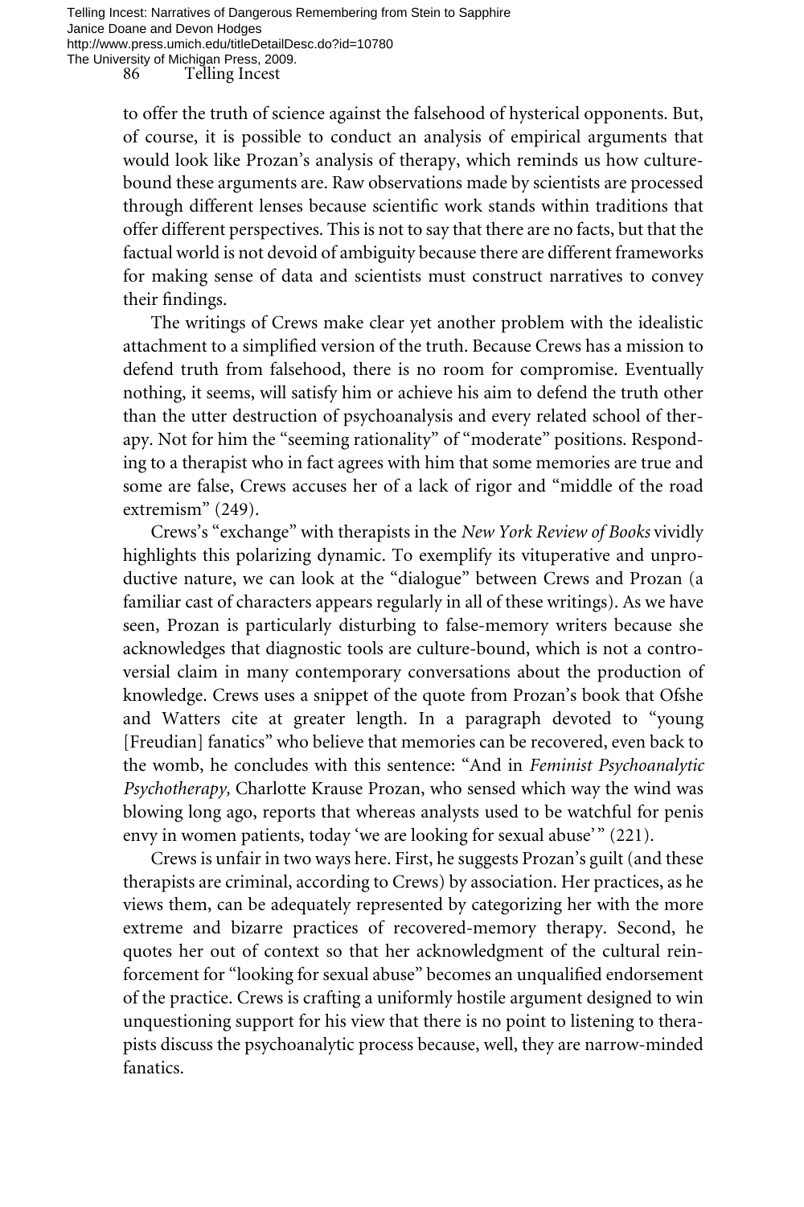to offer the truth of science against the falsehood of hysterical opponents. But, of course, it is possible to conduct an analysis of empirical arguments that would look like Prozan's analysis of therapy, which reminds us how culture-bound these arguments are. Raw observations made by scientists are processed through different lenses because scientific work stands within traditions that offer different perspectives. This is not to say that there are no facts, but that the factual world is not devoid of ambiguity because there are different frameworks for making sense of data and scientists must construct narratives to convey their findings.

The writings of Crews make clear yet another problem with the idealistic attachment to a simplified version of the truth. Because Crews has a mission to defend truth from falsehood, there is no room for compromise. Eventually nothing, it seems, will satisfy him or achieve his aim to defend the truth other than the utter destruction of psychoanalysis and every related school of therapy. Not for him the "seeming rationality" of "moderate" positions. Responding to a therapist who in fact agrees with him that some memories are true and some are false, Crews accuses her of a lack of rigor and "middle of the road extremism" (249).

Crews's "exchange" with therapists in the *New York Review of Books* vividly highlights this polarizing dynamic. To exemplify its vituperative and unproductive nature, we can look at the "dialogue" between Crews and Prozan (a familiar cast of characters appears regularly in all of these writings). As we have seen, Prozan is particularly disturbing to false-memory writers because she acknowledges that diagnostic tools are culture-bound, which is not a controversial claim in many contemporary conversations about the production of knowledge. Crews uses a snippet of the quote from Prozan's book that Ofshe and Watters cite at greater length. In a paragraph devoted to "young [Freudian] fanatics" who believe that memories can be recovered, even back to the womb, he concludes with this sentence: "And in *Feminist Psychoanalytic Psychotherapy,* Charlotte Krause Prozan, who sensed which way the wind was blowing long ago, reports that whereas analysts used to be watchful for penis envy in women patients, today 'we are looking for sexual abuse'" (221).

Crews is unfair in two ways here. First, he suggests Prozan's guilt (and these therapists are criminal, according to Crews) by association. Her practices, as he views them, can be adequately represented by categorizing her with the more extreme and bizarre practices of recovered-memory therapy. Second, he quotes her out of context so that her acknowledgment of the cultural reinforcement for "looking for sexual abuse" becomes an unqualified endorsement of the practice. Crews is crafting a uniformly hostile argument designed to win unquestioning support for his view that there is no point to listening to therapists discuss the psychoanalytic process because, well, they are narrow-minded fanatics.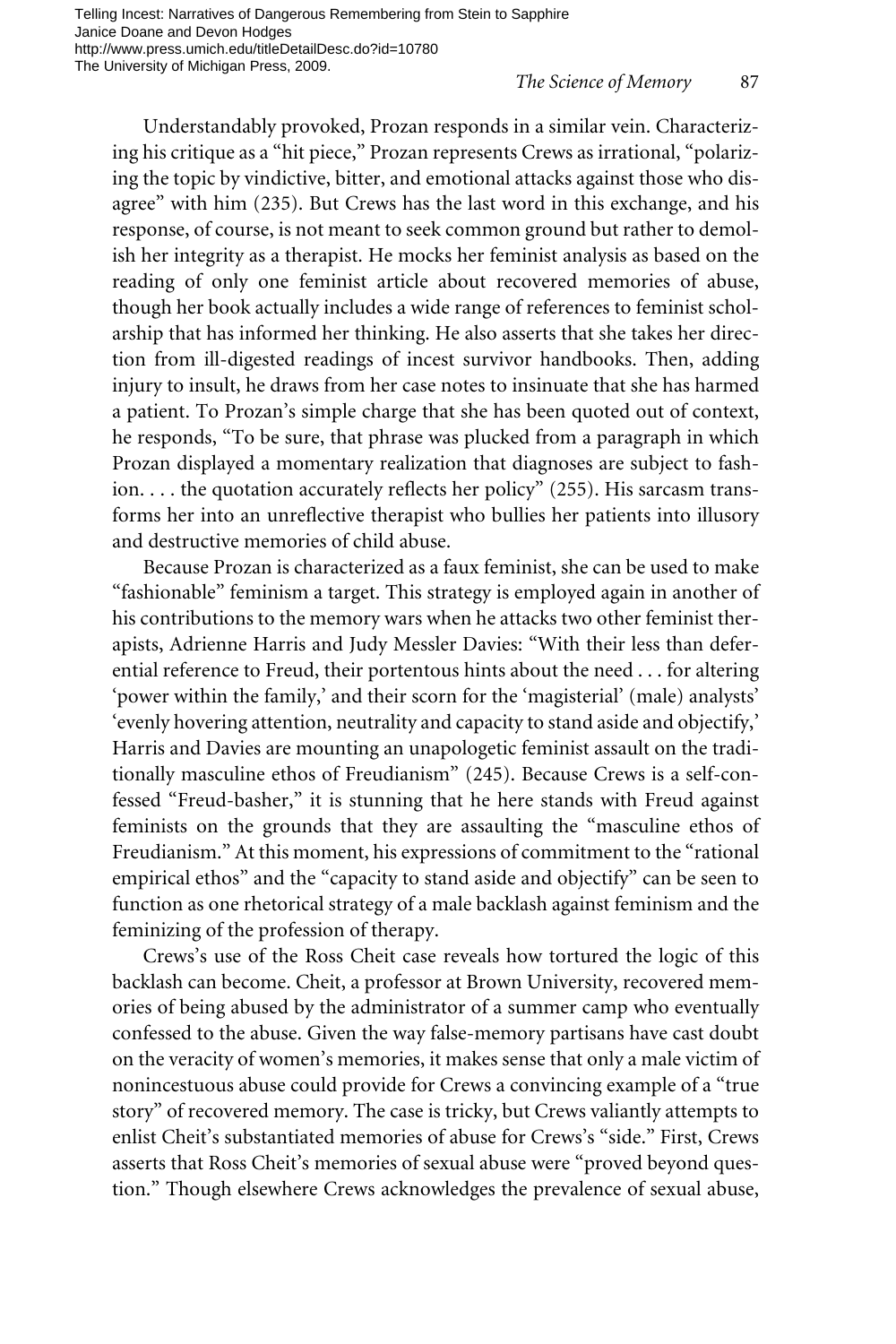Understandably provoked, Prozan responds in a similar vein. Characterizing his critique as a "hit piece," Prozan represents Crews as irrational, "polarizing the topic by vindictive, bitter, and emotional attacks against those who disagree" with him (235). But Crews has the last word in this exchange, and his response, of course, is not meant to seek common ground but rather to demolish her integrity as a therapist. He mocks her feminist analysis as based on the reading of only one feminist article about recovered memories of abuse, though her book actually includes a wide range of references to feminist scholarship that has informed her thinking. He also asserts that she takes her direction from ill-digested readings of incest survivor handbooks. Then, adding injury to insult, he draws from her case notes to insinuate that she has harmed a patient. To Prozan's simple charge that she has been quoted out of context, he responds, "To be sure, that phrase was plucked from a paragraph in which Prozan displayed a momentary realization that diagnoses are subject to fashion. . . . the quotation accurately reflects her policy" (255). His sarcasm transforms her into an unreflective therapist who bullies her patients into illusory and destructive memories of child abuse.

Because Prozan is characterized as a faux feminist, she can be used to make "fashionable" feminism a target. This strategy is employed again in another of his contributions to the memory wars when he attacks two other feminist therapists, Adrienne Harris and Judy Messler Davies: "With their less than deferential reference to Freud, their portentous hints about the need . . . for altering 'power within the family,' and their scorn for the 'magisterial' (male) analysts' 'evenly hovering attention, neutrality and capacity to stand aside and objectify,' Harris and Davies are mounting an unapologetic feminist assault on the traditionally masculine ethos of Freudianism" (245). Because Crews is a self-confessed "Freud-basher," it is stunning that he here stands with Freud against feminists on the grounds that they are assaulting the "masculine ethos of Freudianism." At this moment, his expressions of commitment to the "rational empirical ethos" and the "capacity to stand aside and objectify" can be seen to function as one rhetorical strategy of a male backlash against feminism and the feminizing of the profession of therapy.

Crews's use of the Ross Cheit case reveals how tortured the logic of this backlash can become. Cheit, a professor at Brown University, recovered memories of being abused by the administrator of a summer camp who eventually confessed to the abuse. Given the way false-memory partisans have cast doubt on the veracity of women's memories, it makes sense that only a male victim of nonincestuous abuse could provide for Crews a convincing example of a "true story" of recovered memory. The case is tricky, but Crews valiantly attempts to enlist Cheit's substantiated memories of abuse for Crews's "side." First, Crews asserts that Ross Cheit's memories of sexual abuse were "proved beyond question." Though elsewhere Crews acknowledges the prevalence of sexual abuse,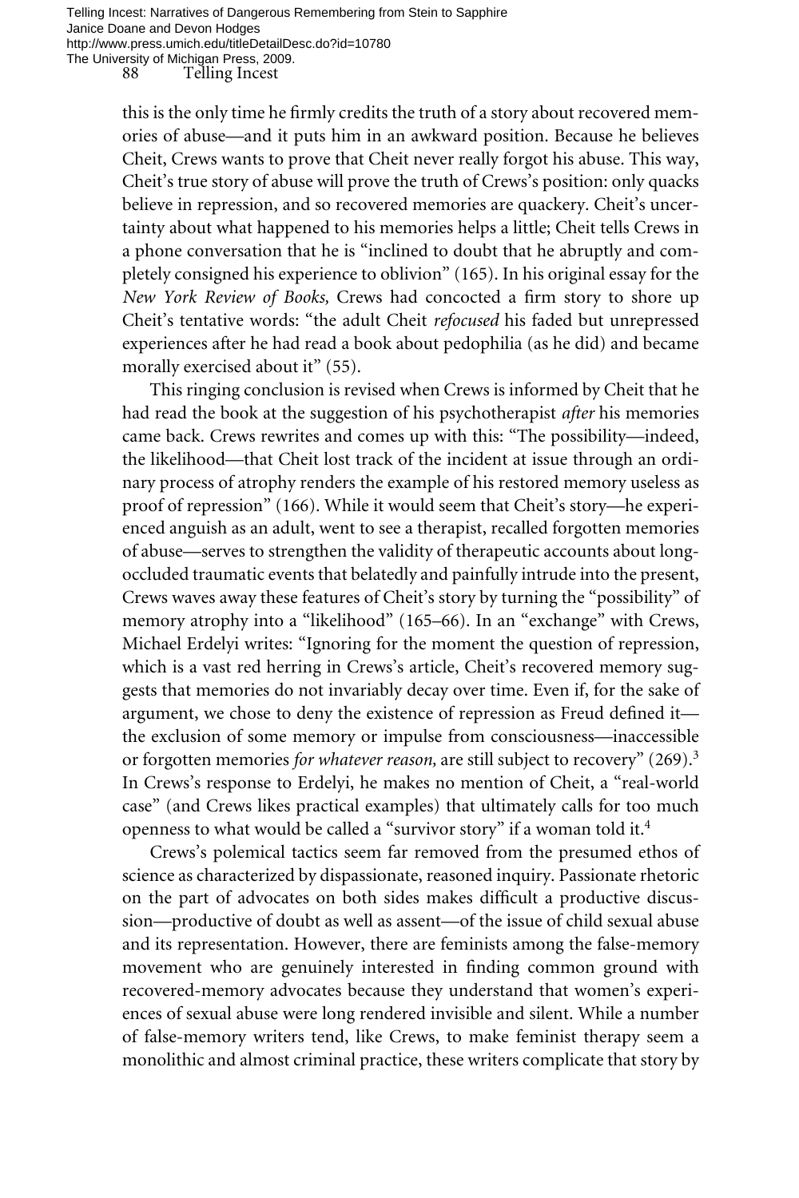this is the only time he firmly credits the truth of a story about recovered memories of abuse—and it puts him in an awkward position. Because he believes Cheit, Crews wants to prove that Cheit never really forgot his abuse. This way, Cheit's true story of abuse will prove the truth of Crews's position: only quacks believe in repression, and so recovered memories are quackery. Cheit's uncertainty about what happened to his memories helps a little; Cheit tells Crews in a phone conversation that he is "inclined to doubt that he abruptly and completely consigned his experience to oblivion" (165). In his original essay for the *New York Review of Books,* Crews had concocted a firm story to shore up Cheit's tentative words: "the adult Cheit *refocused* his faded but unrepressed experiences after he had read a book about pedophilia (as he did) and became morally exercised about it" (55).

This ringing conclusion is revised when Crews is informed by Cheit that he had read the book at the suggestion of his psychotherapist *after* his memories came back. Crews rewrites and comes up with this: "The possibility—indeed, the likelihood—that Cheit lost track of the incident at issue through an ordinary process of atrophy renders the example of his restored memory useless as proof of repression" (166). While it would seem that Cheit's story—he experienced anguish as an adult, went to see a therapist, recalled forgotten memories of abuse—serves to strengthen the validity of therapeutic accounts about long-occluded traumatic events that belatedly and painfully intrude into the present, Crews waves away these features of Cheit's story by turning the "possibility" of memory atrophy into a "likelihood" (165–66). In an "exchange" with Crews, Michael Erdelyi writes: "Ignoring for the moment the question of repression, which is a vast red herring in Crews's article, Cheit's recovered memory suggests that memories do not invariably decay over time. Even if, for the sake of argument, we chose to deny the existence of repression as Freud defined it—the exclusion of some memory or impulse from consciousness—inaccessible or forgotten memories *for whatever reason,* are still subject to recovery" (269).[3] In Crews's response to Erdelyi, he makes no mention of Cheit, a "real-world case" (and Crews likes practical examples) that ultimately calls for too much openness to what would be called a "survivor story" if a woman told it.[4]

Crews's polemical tactics seem far removed from the presumed ethos of science as characterized by dispassionate, reasoned inquiry. Passionate rhetoric on the part of advocates on both sides makes difficult a productive discussion—productive of doubt as well as assent—of the issue of child sexual abuse and its representation. However, there are feminists among the false-memory movement who are genuinely interested in finding common ground with recovered-memory advocates because they understand that women's experiences of sexual abuse were long rendered invisible and silent. While a number of false-memory writers tend, like Crews, to make feminist therapy seem a monolithic and almost criminal practice, these writers complicate that story by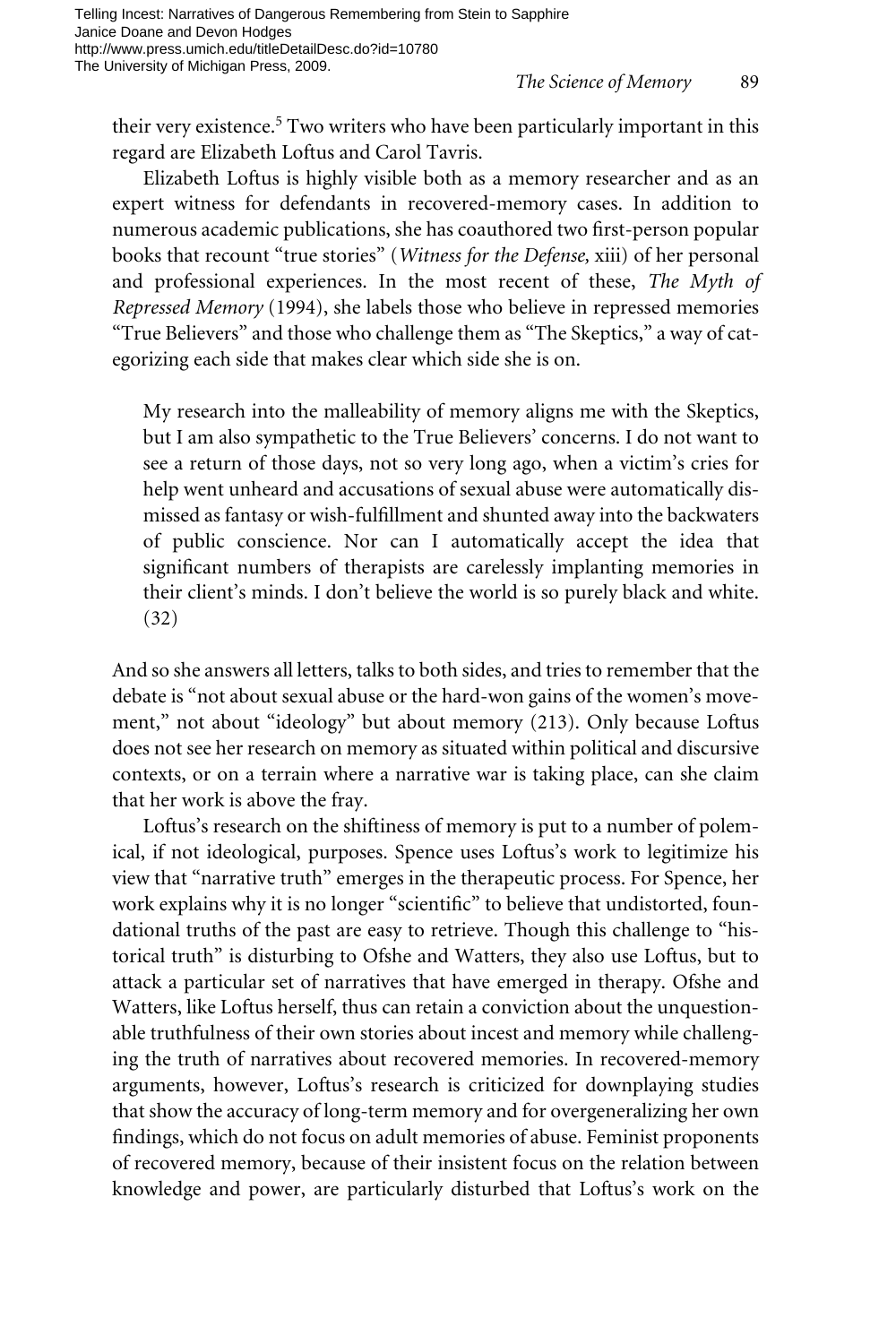their very existence.[5] Two writers who have been particularly important in this regard are Elizabeth Loftus and Carol Tavris.

Elizabeth Loftus is highly visible both as a memory researcher and as an expert witness for defendants in recovered-memory cases. In addition to numerous academic publications, she has coauthored two first-person popular books that recount "true stories" (*Witness for the Defense,* xiii) of her personal and professional experiences. In the most recent of these, *The Myth of Repressed Memory* (1994), she labels those who believe in repressed memories "True Believers" and those who challenge them as "The Skeptics," a way of categorizing each side that makes clear which side she is on.

> My research into the malleability of memory aligns me with the Skeptics, but I am also sympathetic to the True Believers' concerns. I do not want to see a return of those days, not so very long ago, when a victim's cries for help went unheard and accusations of sexual abuse were automatically dismissed as fantasy or wish-fulfillment and shunted away into the backwaters of public conscience. Nor can I automatically accept the idea that significant numbers of therapists are carelessly implanting memories in their client's minds. I don't believe the world is so purely black and white. (32)

And so she answers all letters, talks to both sides, and tries to remember that the debate is "not about sexual abuse or the hard-won gains of the women's movement," not about "ideology" but about memory (213). Only because Loftus does not see her research on memory as situated within political and discursive contexts, or on a terrain where a narrative war is taking place, can she claim that her work is above the fray.

Loftus's research on the shiftiness of memory is put to a number of polemical, if not ideological, purposes. Spence uses Loftus's work to legitimize his view that "narrative truth" emerges in the therapeutic process. For Spence, her work explains why it is no longer "scientific" to believe that undistorted, foundational truths of the past are easy to retrieve. Though this challenge to "historical truth" is disturbing to Ofshe and Watters, they also use Loftus, but to attack a particular set of narratives that have emerged in therapy. Ofshe and Watters, like Loftus herself, thus can retain a conviction about the unquestionable truthfulness of their own stories about incest and memory while challenging the truth of narratives about recovered memories. In recovered-memory arguments, however, Loftus's research is criticized for downplaying studies that show the accuracy of long-term memory and for overgeneralizing her own findings, which do not focus on adult memories of abuse. Feminist proponents of recovered memory, because of their insistent focus on the relation between knowledge and power, are particularly disturbed that Loftus's work on the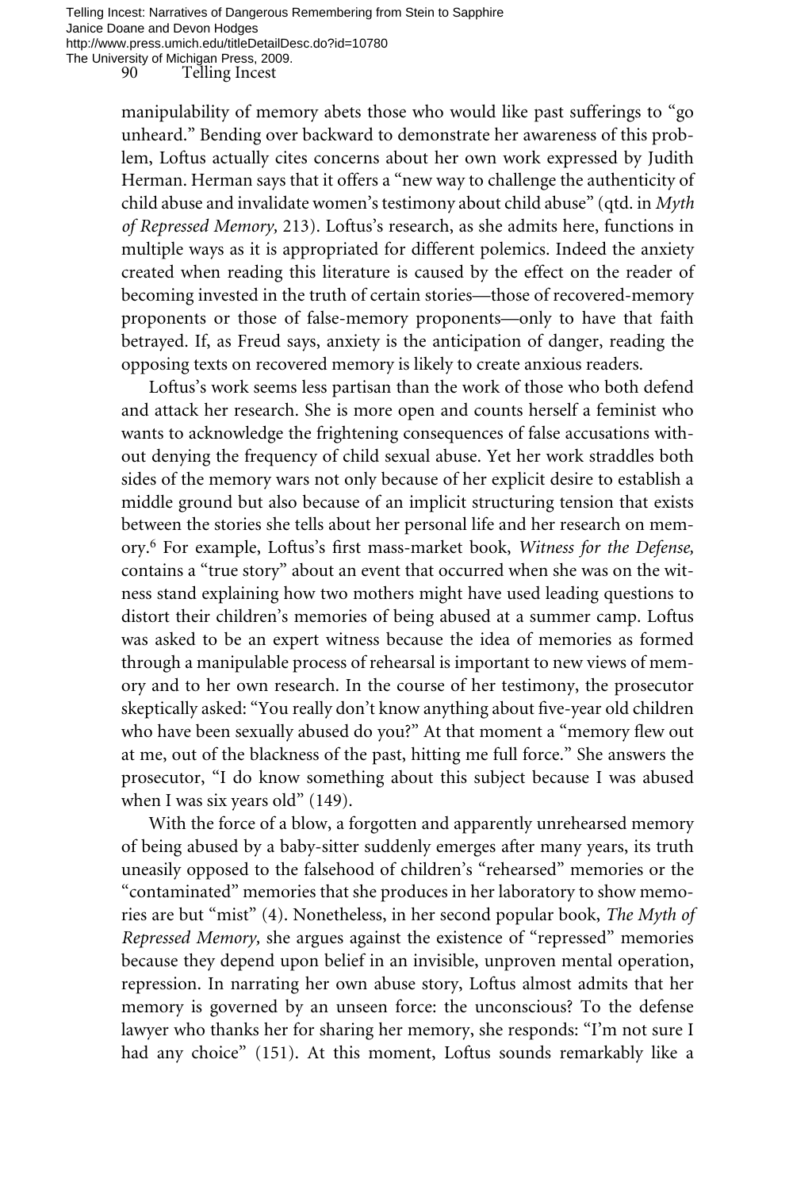manipulability of memory abets those who would like past sufferings to "go unheard." Bending over backward to demonstrate her awareness of this problem, Loftus actually cites concerns about her own work expressed by Judith Herman. Herman says that it offers a "new way to challenge the authenticity of child abuse and invalidate women's testimony about child abuse" (qtd. in *Myth of Repressed Memory,* 213). Loftus's research, as she admits here, functions in multiple ways as it is appropriated for different polemics. Indeed the anxiety created when reading this literature is caused by the effect on the reader of becoming invested in the truth of certain stories—those of recovered-memory proponents or those of false-memory proponents—only to have that faith betrayed. If, as Freud says, anxiety is the anticipation of danger, reading the opposing texts on recovered memory is likely to create anxious readers.

Loftus's work seems less partisan than the work of those who both defend and attack her research. She is more open and counts herself a feminist who wants to acknowledge the frightening consequences of false accusations without denying the frequency of child sexual abuse. Yet her work straddles both sides of the memory wars not only because of her explicit desire to establish a middle ground but also because of an implicit structuring tension that exists between the stories she tells about her personal life and her research on memory.[6] For example, Loftus's first mass-market book, *Witness for the Defense,* contains a "true story" about an event that occurred when she was on the witness stand explaining how two mothers might have used leading questions to distort their children's memories of being abused at a summer camp. Loftus was asked to be an expert witness because the idea of memories as formed through a manipulable process of rehearsal is important to new views of memory and to her own research. In the course of her testimony, the prosecutor skeptically asked: "You really don't know anything about five-year old children who have been sexually abused do you?" At that moment a "memory flew out at me, out of the blackness of the past, hitting me full force." She answers the prosecutor, "I do know something about this subject because I was abused when I was six years old" (149).

With the force of a blow, a forgotten and apparently unrehearsed memory of being abused by a baby-sitter suddenly emerges after many years, its truth uneasily opposed to the falsehood of children's "rehearsed" memories or the "contaminated" memories that she produces in her laboratory to show memories are but "mist" (4). Nonetheless, in her second popular book, *The Myth of Repressed Memory,* she argues against the existence of "repressed" memories because they depend upon belief in an invisible, unproven mental operation, repression. In narrating her own abuse story, Loftus almost admits that her memory is governed by an unseen force: the unconscious? To the defense lawyer who thanks her for sharing her memory, she responds: "I'm not sure I had any choice" (151). At this moment, Loftus sounds remarkably like a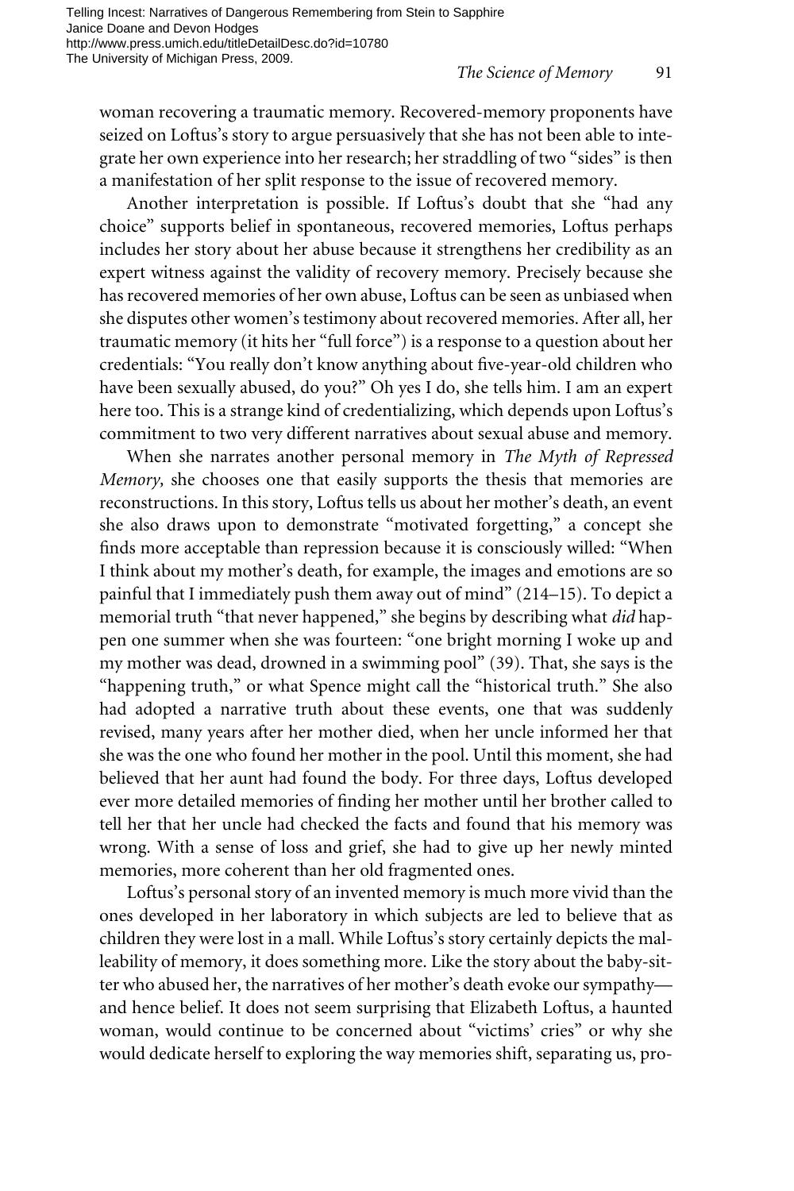woman recovering a traumatic memory. Recovered-memory proponents have seized on Loftus's story to argue persuasively that she has not been able to integrate her own experience into her research; her straddling of two "sides" is then a manifestation of her split response to the issue of recovered memory.

Another interpretation is possible. If Loftus's doubt that she "had any choice" supports belief in spontaneous, recovered memories, Loftus perhaps includes her story about her abuse because it strengthens her credibility as an expert witness against the validity of recovery memory. Precisely because she has recovered memories of her own abuse, Loftus can be seen as unbiased when she disputes other women's testimony about recovered memories. After all, her traumatic memory (it hits her "full force") is a response to a question about her credentials: "You really don't know anything about five-year-old children who have been sexually abused, do you?" Oh yes I do, she tells him. I am an expert here too. This is a strange kind of credentializing, which depends upon Loftus's commitment to two very different narratives about sexual abuse and memory.

When she narrates another personal memory in *The Myth of Repressed Memory,* she chooses one that easily supports the thesis that memories are reconstructions. In this story, Loftus tells us about her mother's death, an event she also draws upon to demonstrate "motivated forgetting," a concept she finds more acceptable than repression because it is consciously willed: "When I think about my mother's death, for example, the images and emotions are so painful that I immediately push them away out of mind" (214–15). To depict a memorial truth "that never happened," she begins by describing what *did* happen one summer when she was fourteen: "one bright morning I woke up and my mother was dead, drowned in a swimming pool" (39). That, she says is the "happening truth," or what Spence might call the "historical truth." She also had adopted a narrative truth about these events, one that was suddenly revised, many years after her mother died, when her uncle informed her that she was the one who found her mother in the pool. Until this moment, she had believed that her aunt had found the body. For three days, Loftus developed ever more detailed memories of finding her mother until her brother called to tell her that her uncle had checked the facts and found that his memory was wrong. With a sense of loss and grief, she had to give up her newly minted memories, more coherent than her old fragmented ones.

Loftus's personal story of an invented memory is much more vivid than the ones developed in her laboratory in which subjects are led to believe that as children they were lost in a mall. While Loftus's story certainly depicts the malleability of memory, it does something more. Like the story about the baby-sitter who abused her, the narratives of her mother's death evoke our sympathy—and hence belief. It does not seem surprising that Elizabeth Loftus, a haunted woman, would continue to be concerned about "victims' cries" or why she would dedicate herself to exploring the way memories shift, separating us, pro-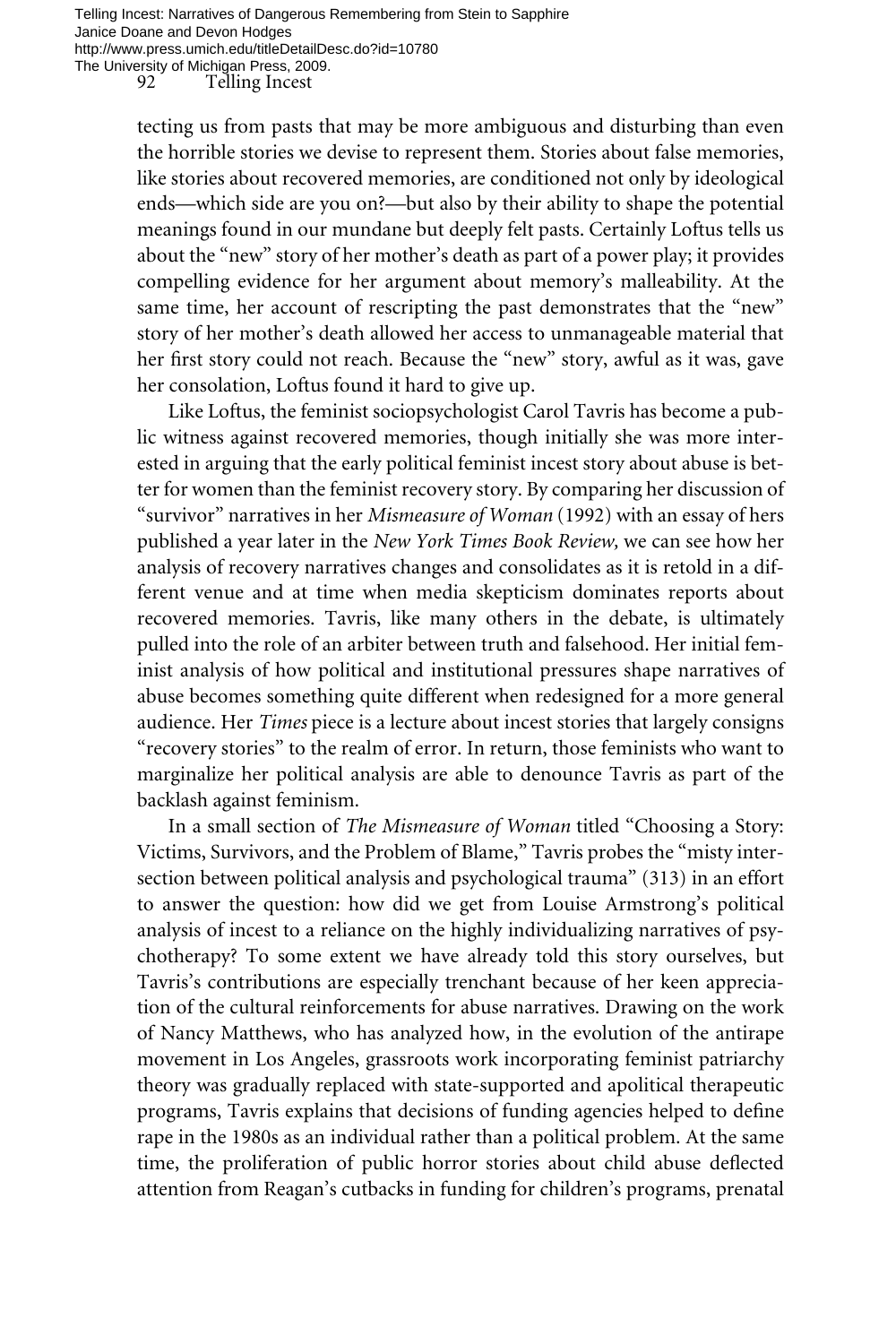tecting us from pasts that may be more ambiguous and disturbing than even the horrible stories we devise to represent them. Stories about false memories, like stories about recovered memories, are conditioned not only by ideological ends—which side are you on?—but also by their ability to shape the potential meanings found in our mundane but deeply felt pasts. Certainly Loftus tells us about the "new" story of her mother's death as part of a power play; it provides compelling evidence for her argument about memory's malleability. At the same time, her account of rescripting the past demonstrates that the "new" story of her mother's death allowed her access to unmanageable material that her first story could not reach. Because the "new" story, awful as it was, gave her consolation, Loftus found it hard to give up.

Like Loftus, the feminist sociopsychologist Carol Tavris has become a public witness against recovered memories, though initially she was more interested in arguing that the early political feminist incest story about abuse is better for women than the feminist recovery story. By comparing her discussion of "survivor" narratives in her *Mismeasure of Woman* (1992) with an essay of hers published a year later in the *New York Times Book Review,* we can see how her analysis of recovery narratives changes and consolidates as it is retold in a different venue and at time when media skepticism dominates reports about recovered memories. Tavris, like many others in the debate, is ultimately pulled into the role of an arbiter between truth and falsehood. Her initial feminist analysis of how political and institutional pressures shape narratives of abuse becomes something quite different when redesigned for a more general audience. Her *Times* piece is a lecture about incest stories that largely consigns "recovery stories" to the realm of error. In return, those feminists who want to marginalize her political analysis are able to denounce Tavris as part of the backlash against feminism.

In a small section of *The Mismeasure of Woman* titled "Choosing a Story: Victims, Survivors, and the Problem of Blame," Tavris probes the "misty intersection between political analysis and psychological trauma" (313) in an effort to answer the question: how did we get from Louise Armstrong's political analysis of incest to a reliance on the highly individualizing narratives of psychotherapy? To some extent we have already told this story ourselves, but Tavris's contributions are especially trenchant because of her keen appreciation of the cultural reinforcements for abuse narratives. Drawing on the work of Nancy Matthews, who has analyzed how, in the evolution of the antirape movement in Los Angeles, grassroots work incorporating feminist patriarchy theory was gradually replaced with state-supported and apolitical therapeutic programs, Tavris explains that decisions of funding agencies helped to define rape in the 1980s as an individual rather than a political problem. At the same time, the proliferation of public horror stories about child abuse deflected attention from Reagan's cutbacks in funding for children's programs, prenatal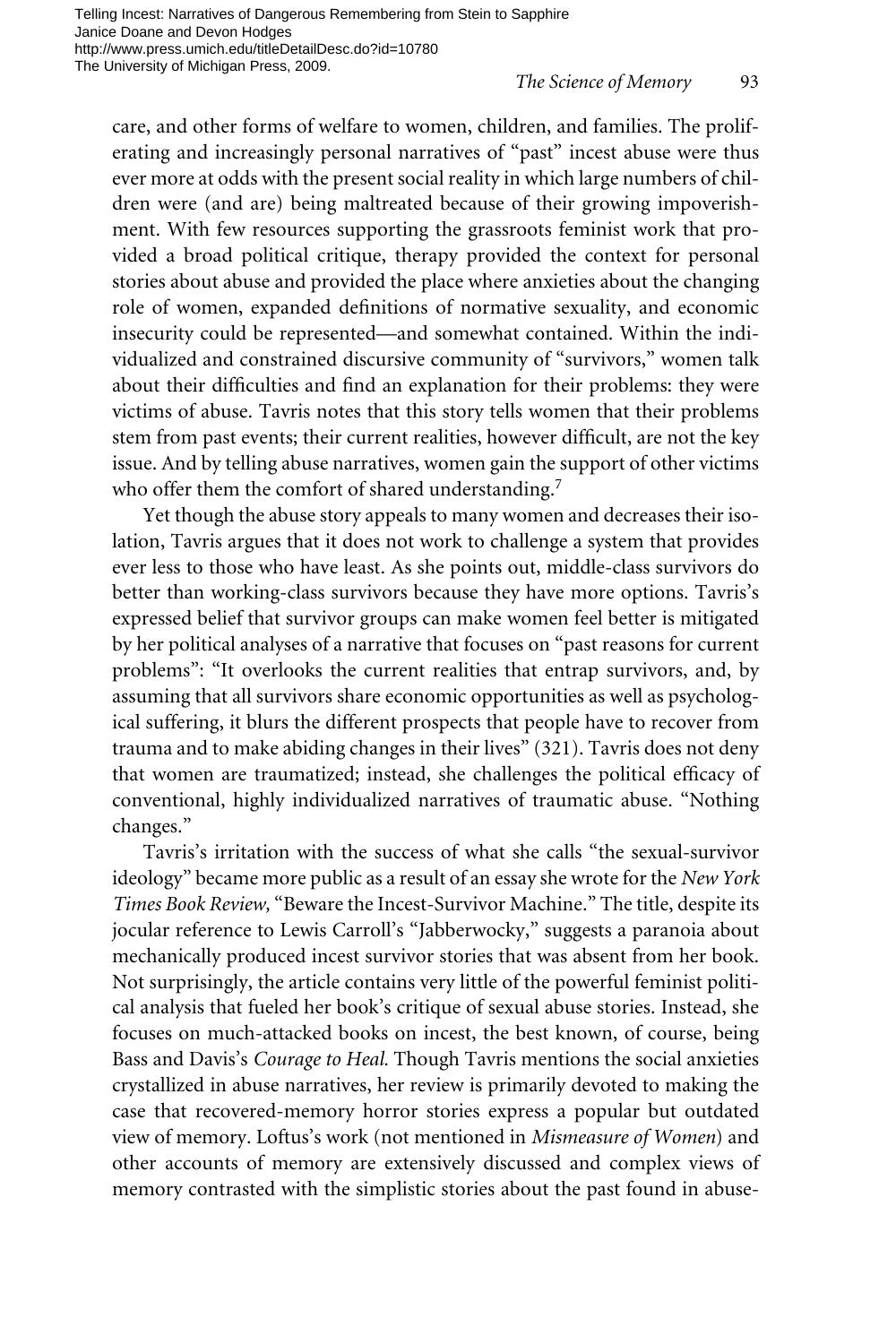care, and other forms of welfare to women, children, and families. The proliferating and increasingly personal narratives of "past" incest abuse were thus ever more at odds with the present social reality in which large numbers of children were (and are) being maltreated because of their growing impoverishment. With few resources supporting the grassroots feminist work that provided a broad political critique, therapy provided the context for personal stories about abuse and provided the place where anxieties about the changing role of women, expanded definitions of normative sexuality, and economic insecurity could be represented—and somewhat contained. Within the individualized and constrained discursive community of "survivors," women talk about their difficulties and find an explanation for their problems: they were victims of abuse. Tavris notes that this story tells women that their problems stem from past events; their current realities, however difficult, are not the key issue. And by telling abuse narratives, women gain the support of other victims who offer them the comfort of shared understanding.[7]

Yet though the abuse story appeals to many women and decreases their isolation, Tavris argues that it does not work to challenge a system that provides ever less to those who have least. As she points out, middle-class survivors do better than working-class survivors because they have more options. Tavris's expressed belief that survivor groups can make women feel better is mitigated by her political analyses of a narrative that focuses on "past reasons for current problems": "It overlooks the current realities that entrap survivors, and, by assuming that all survivors share economic opportunities as well as psychological suffering, it blurs the different prospects that people have to recover from trauma and to make abiding changes in their lives" (321). Tavris does not deny that women are traumatized; instead, she challenges the political efficacy of conventional, highly individualized narratives of traumatic abuse. "Nothing changes."

Tavris's irritation with the success of what she calls "the sexual-survivor ideology" became more public as a result of an essay she wrote for the *New York Times Book Review,* "Beware the Incest-Survivor Machine." The title, despite its jocular reference to Lewis Carroll's "Jabberwocky," suggests a paranoia about mechanically produced incest survivor stories that was absent from her book. Not surprisingly, the article contains very little of the powerful feminist political analysis that fueled her book's critique of sexual abuse stories. Instead, she focuses on much-attacked books on incest, the best known, of course, being Bass and Davis's *Courage to Heal.* Though Tavris mentions the social anxieties crystallized in abuse narratives, her review is primarily devoted to making the case that recovered-memory horror stories express a popular but outdated view of memory. Loftus's work (not mentioned in *Mismeasure of Women*) and other accounts of memory are extensively discussed and complex views of memory contrasted with the simplistic stories about the past found in abuse-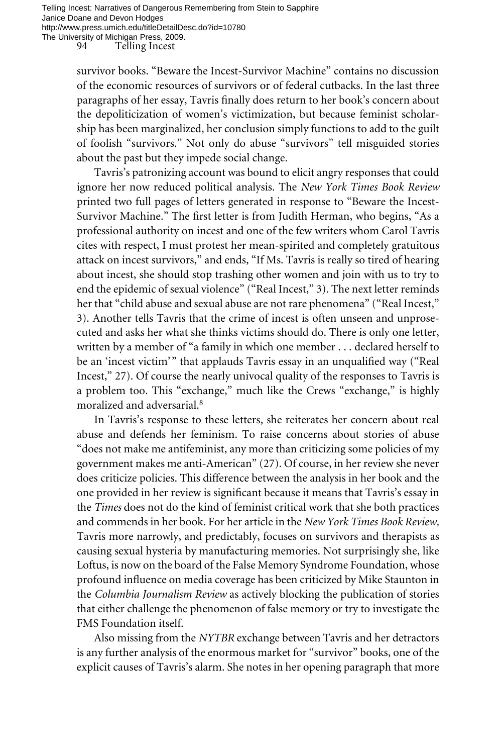survivor books. "Beware the Incest-Survivor Machine" contains no discussion of the economic resources of survivors or of federal cutbacks. In the last three paragraphs of her essay, Tavris finally does return to her book's concern about the depoliticization of women's victimization, but because feminist scholarship has been marginalized, her conclusion simply functions to add to the guilt of foolish "survivors." Not only do abuse "survivors" tell misguided stories about the past but they impede social change.

Tavris's patronizing account was bound to elicit angry responses that could ignore her now reduced political analysis. The *New York Times Book Review* printed two full pages of letters generated in response to "Beware the Incest-Survivor Machine." The first letter is from Judith Herman, who begins, "As a professional authority on incest and one of the few writers whom Carol Tavris cites with respect, I must protest her mean-spirited and completely gratuitous attack on incest survivors," and ends, "If Ms. Tavris is really so tired of hearing about incest, she should stop trashing other women and join with us to try to end the epidemic of sexual violence" ("Real Incest," 3). The next letter reminds her that "child abuse and sexual abuse are not rare phenomena" ("Real Incest," 3). Another tells Tavris that the crime of incest is often unseen and unprosecuted and asks her what she thinks victims should do. There is only one letter, written by a member of "a family in which one member . . . declared herself to be an 'incest victim'" that applauds Tavris essay in an unqualified way ("Real Incest," 27). Of course the nearly univocal quality of the responses to Tavris is a problem too. This "exchange," much like the Crews "exchange," is highly moralized and adversarial.[8]

In Tavris's response to these letters, she reiterates her concern about real abuse and defends her feminism. To raise concerns about stories of abuse "does not make me antifeminist, any more than criticizing some policies of my government makes me anti-American" (27). Of course, in her review she never does criticize policies. This difference between the analysis in her book and the one provided in her review is significant because it means that Tavris's essay in the *Times* does not do the kind of feminist critical work that she both practices and commends in her book. For her article in the *New York Times Book Review,* Tavris more narrowly, and predictably, focuses on survivors and therapists as causing sexual hysteria by manufacturing memories. Not surprisingly she, like Loftus, is now on the board of the False Memory Syndrome Foundation, whose profound influence on media coverage has been criticized by Mike Staunton in the *Columbia Journalism Review* as actively blocking the publication of stories that either challenge the phenomenon of false memory or try to investigate the FMS Foundation itself.

Also missing from the *NYTBR* exchange between Tavris and her detractors is any further analysis of the enormous market for "survivor" books, one of the explicit causes of Tavris's alarm. She notes in her opening paragraph that more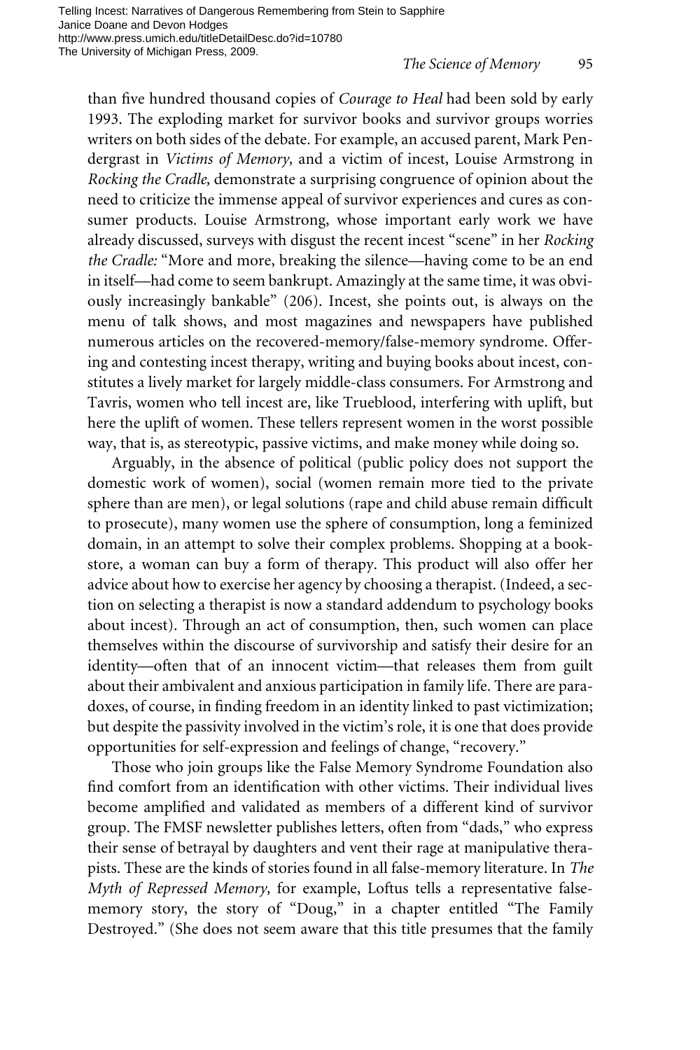than five hundred thousand copies of *Courage to Heal* had been sold by early 1993. The exploding market for survivor books and survivor groups worries writers on both sides of the debate. For example, an accused parent, Mark Pendergrast in *Victims of Memory,* and a victim of incest, Louise Armstrong in *Rocking the Cradle,* demonstrate a surprising congruence of opinion about the need to criticize the immense appeal of survivor experiences and cures as consumer products. Louise Armstrong, whose important early work we have already discussed, surveys with disgust the recent incest "scene" in her *Rocking the Cradle:* "More and more, breaking the silence—having come to be an end in itself—had come to seem bankrupt. Amazingly at the same time, it was obviously increasingly bankable" (206). Incest, she points out, is always on the menu of talk shows, and most magazines and newspapers have published numerous articles on the recovered-memory/false-memory syndrome. Offering and contesting incest therapy, writing and buying books about incest, constitutes a lively market for largely middle-class consumers. For Armstrong and Tavris, women who tell incest are, like Trueblood, interfering with uplift, but here the uplift of women. These tellers represent women in the worst possible way, that is, as stereotypic, passive victims, and make money while doing so.

Arguably, in the absence of political (public policy does not support the domestic work of women), social (women remain more tied to the private sphere than are men), or legal solutions (rape and child abuse remain difficult to prosecute), many women use the sphere of consumption, long a feminized domain, in an attempt to solve their complex problems. Shopping at a bookstore, a woman can buy a form of therapy. This product will also offer her advice about how to exercise her agency by choosing a therapist. (Indeed, a section on selecting a therapist is now a standard addendum to psychology books about incest). Through an act of consumption, then, such women can place themselves within the discourse of survivorship and satisfy their desire for an identity—often that of an innocent victim—that releases them from guilt about their ambivalent and anxious participation in family life. There are paradoxes, of course, in finding freedom in an identity linked to past victimization; but despite the passivity involved in the victim's role, it is one that does provide opportunities for self-expression and feelings of change, "recovery."

Those who join groups like the False Memory Syndrome Foundation also find comfort from an identification with other victims. Their individual lives become amplified and validated as members of a different kind of survivor group. The FMSF newsletter publishes letters, often from "dads," who express their sense of betrayal by daughters and vent their rage at manipulative therapists. These are the kinds of stories found in all false-memory literature. In *The Myth of Repressed Memory,* for example, Loftus tells a representative false-memory story, the story of "Doug," in a chapter entitled "The Family Destroyed." (She does not seem aware that this title presumes that the family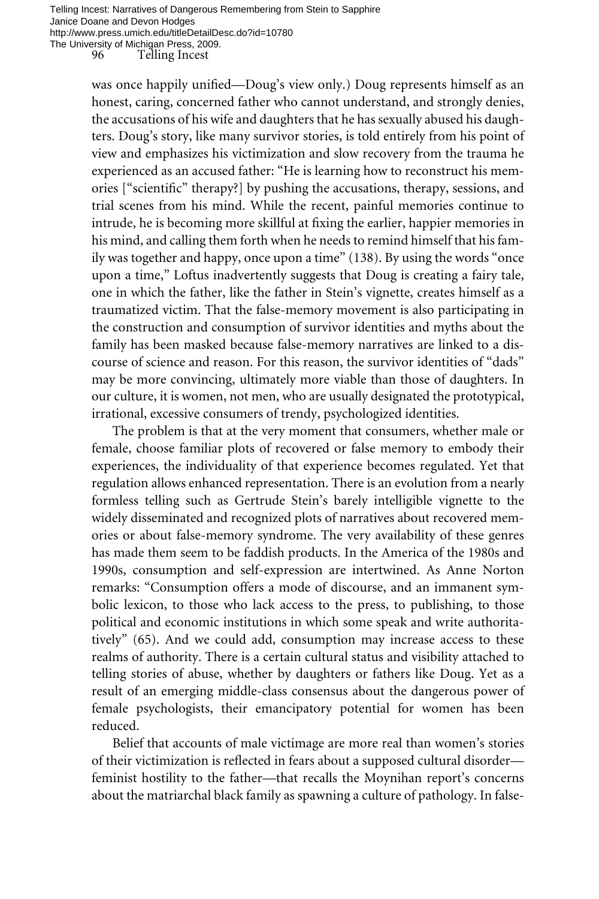was once happily unified—Doug's view only.) Doug represents himself as an honest, caring, concerned father who cannot understand, and strongly denies, the accusations of his wife and daughters that he has sexually abused his daughters. Doug's story, like many survivor stories, is told entirely from his point of view and emphasizes his victimization and slow recovery from the trauma he experienced as an accused father: "He is learning how to reconstruct his memories ["scientific" therapy?] by pushing the accusations, therapy, sessions, and trial scenes from his mind. While the recent, painful memories continue to intrude, he is becoming more skillful at fixing the earlier, happier memories in his mind, and calling them forth when he needs to remind himself that his family was together and happy, once upon a time" (138). By using the words "once upon a time," Loftus inadvertently suggests that Doug is creating a fairy tale, one in which the father, like the father in Stein's vignette, creates himself as a traumatized victim. That the false-memory movement is also participating in the construction and consumption of survivor identities and myths about the family has been masked because false-memory narratives are linked to a discourse of science and reason. For this reason, the survivor identities of "dads" may be more convincing, ultimately more viable than those of daughters. In our culture, it is women, not men, who are usually designated the prototypical, irrational, excessive consumers of trendy, psychologized identities.

The problem is that at the very moment that consumers, whether male or female, choose familiar plots of recovered or false memory to embody their experiences, the individuality of that experience becomes regulated. Yet that regulation allows enhanced representation. There is an evolution from a nearly formless telling such as Gertrude Stein's barely intelligible vignette to the widely disseminated and recognized plots of narratives about recovered memories or about false-memory syndrome. The very availability of these genres has made them seem to be faddish products. In the America of the 1980s and 1990s, consumption and self-expression are intertwined. As Anne Norton remarks: "Consumption offers a mode of discourse, and an immanent symbolic lexicon, to those who lack access to the press, to publishing, to those political and economic institutions in which some speak and write authoritatively" (65). And we could add, consumption may increase access to these realms of authority. There is a certain cultural status and visibility attached to telling stories of abuse, whether by daughters or fathers like Doug. Yet as a result of an emerging middle-class consensus about the dangerous power of female psychologists, their emancipatory potential for women has been reduced.

Belief that accounts of male victimage are more real than women's stories of their victimization is reflected in fears about a supposed cultural disorder—feminist hostility to the father—that recalls the Moynihan report's concerns about the matriarchal black family as spawning a culture of pathology. In false-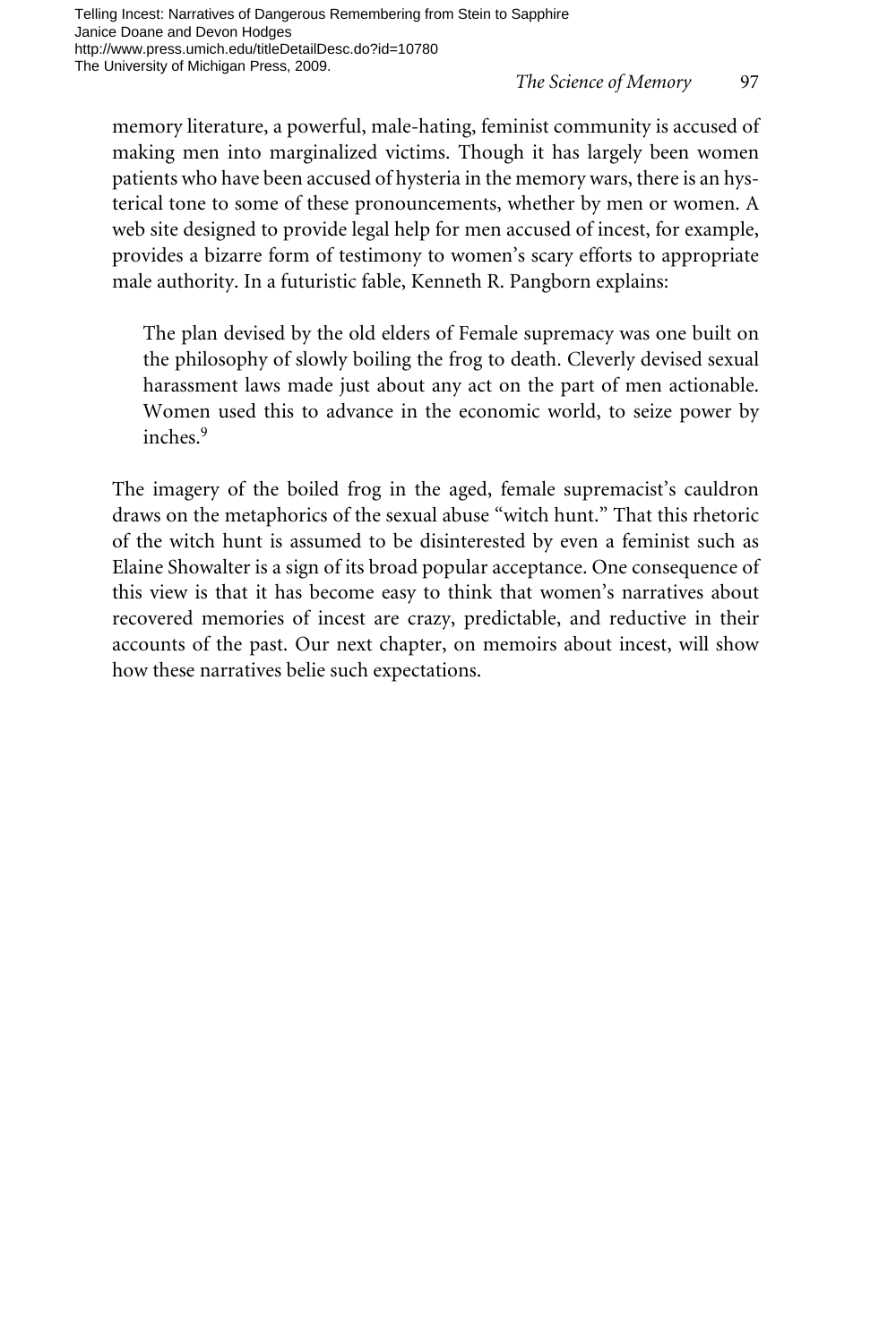memory literature, a powerful, male-hating, feminist community is accused of making men into marginalized victims. Though it has largely been women patients who have been accused of hysteria in the memory wars, there is an hysterical tone to some of these pronouncements, whether by men or women. A web site designed to provide legal help for men accused of incest, for example, provides a bizarre form of testimony to women's scary efforts to appropriate male authority. In a futuristic fable, Kenneth R. Pangborn explains:

> The plan devised by the old elders of Female supremacy was one built on the philosophy of slowly boiling the frog to death. Cleverly devised sexual harassment laws made just about any act on the part of men actionable. Women used this to advance in the economic world, to seize power by inches.[9]

The imagery of the boiled frog in the aged, female supremacist's cauldron draws on the metaphorics of the sexual abuse "witch hunt." That this rhetoric of the witch hunt is assumed to be disinterested by even a feminist such as Elaine Showalter is a sign of its broad popular acceptance. One consequence of this view is that it has become easy to think that women's narratives about recovered memories of incest are crazy, predictable, and reductive in their accounts of the past. Our next chapter, on memoirs about incest, will show how these narratives belie such expectations.